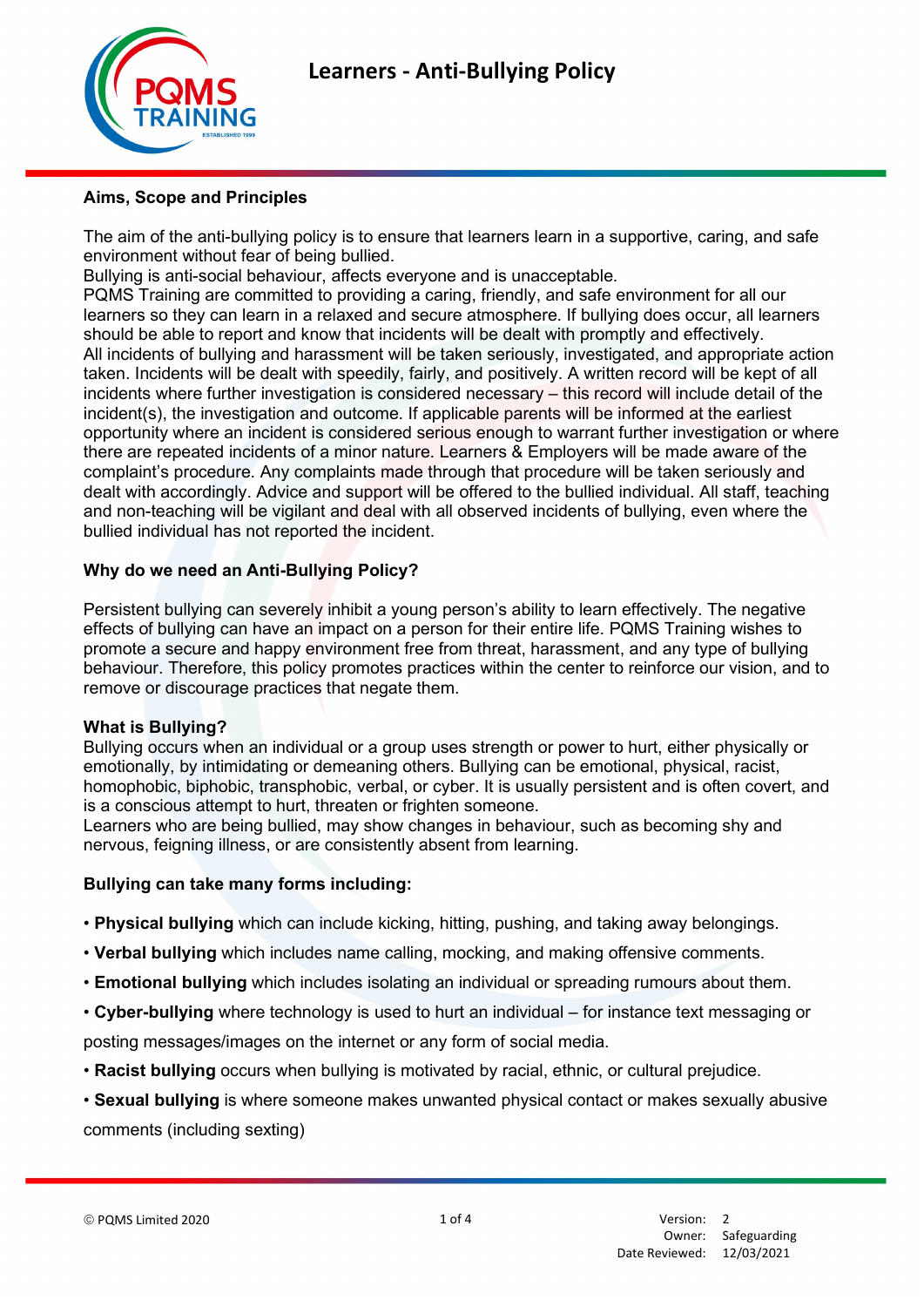# Learners - Anti-Bullying Policy

## Aims, Scope and Principles

The aim of the anti-bullying policy is to ensure that learners learn in a supportive, caring, and safe environment without fear of being bullied.
Bullying is anti-social behaviour, affects everyone and is unacceptable.
PQMS Training are committed to providing a caring, friendly, and safe environment for all our learners so they can learn in a relaxed and secure atmosphere. If bullying does occur, all learners should be able to report and know that incidents will be dealt with promptly and effectively.
All incidents of bullying and harassment will be taken seriously, investigated, and appropriate action taken. Incidents will be dealt with speedily, fairly, and positively. A written record will be kept of all incidents where further investigation is considered necessary – this record will include detail of the incident(s), the investigation and outcome. If applicable parents will be informed at the earliest opportunity where an incident is considered serious enough to warrant further investigation or where there are repeated incidents of a minor nature. Learners & Employers will be made aware of the complaint's procedure. Any complaints made through that procedure will be taken seriously and dealt with accordingly. Advice and support will be offered to the bullied individual. All staff, teaching and non-teaching will be vigilant and deal with all observed incidents of bullying, even where the bullied individual has not reported the incident.

## Why do we need an Anti-Bullying Policy?

Persistent bullying can severely inhibit a young person's ability to learn effectively. The negative effects of bullying can have an impact on a person for their entire life. PQMS Training wishes to promote a secure and happy environment free from threat, harassment, and any type of bullying behaviour. Therefore, this policy promotes practices within the center to reinforce our vision, and to remove or discourage practices that negate them.

## What is Bullying?

Bullying occurs when an individual or a group uses strength or power to hurt, either physically or emotionally, by intimidating or demeaning others. Bullying can be emotional, physical, racist, homophobic, biphobic, transphobic, verbal, or cyber. It is usually persistent and is often covert, and is a conscious attempt to hurt, threaten or frighten someone.
Learners who are being bullied, may show changes in behaviour, such as becoming shy and nervous, feigning illness, or are consistently absent from learning.

## Bullying can take many forms including:

- **Physical bullying** which can include kicking, hitting, pushing, and taking away belongings.
- **Verbal bullying** which includes name calling, mocking, and making offensive comments.
- **Emotional bullying** which includes isolating an individual or spreading rumours about them.
- **Cyber-bullying** where technology is used to hurt an individual – for instance text messaging or posting messages/images on the internet or any form of social media.
- **Racist bullying** occurs when bullying is motivated by racial, ethnic, or cultural prejudice.
- **Sexual bullying** is where someone makes unwanted physical contact or makes sexually abusive comments (including sexting)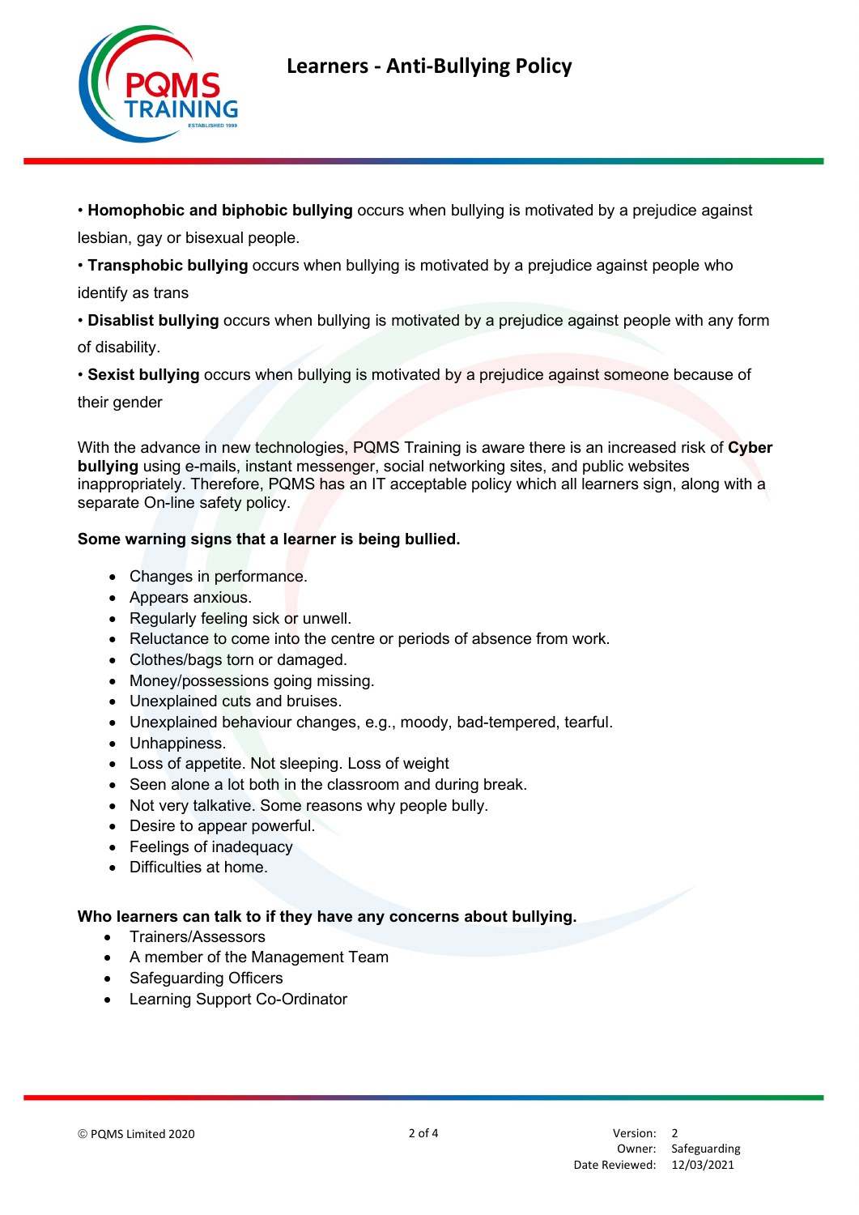• **Homophobic and biphobic bullying** occurs when bullying is motivated by a prejudice against lesbian, gay or bisexual people.

• **Transphobic bullying** occurs when bullying is motivated by a prejudice against people who identify as trans

• **Disablist bullying** occurs when bullying is motivated by a prejudice against people with any form of disability.

• **Sexist bullying** occurs when bullying is motivated by a prejudice against someone because of their gender

With the advance in new technologies, PQMS Training is aware there is an increased risk of **Cyber bullying** using e-mails, instant messenger, social networking sites, and public websites inappropriately. Therefore, PQMS has an IT acceptable policy which all learners sign, along with a separate On-line safety policy.

**Some warning signs that a learner is being bullied.**

- Changes in performance.
- Appears anxious.
- Regularly feeling sick or unwell.
- Reluctance to come into the centre or periods of absence from work.
- Clothes/bags torn or damaged.
- Money/possessions going missing.
- Unexplained cuts and bruises.
- Unexplained behaviour changes, e.g., moody, bad-tempered, tearful.
- Unhappiness.
- Loss of appetite. Not sleeping. Loss of weight
- Seen alone a lot both in the classroom and during break.
- Not very talkative. Some reasons why people bully.
- Desire to appear powerful.
- Feelings of inadequacy
- Difficulties at home.

**Who learners can talk to if they have any concerns about bullying.**

- Trainers/Assessors
- A member of the Management Team
- Safeguarding Officers
- Learning Support Co-Ordinator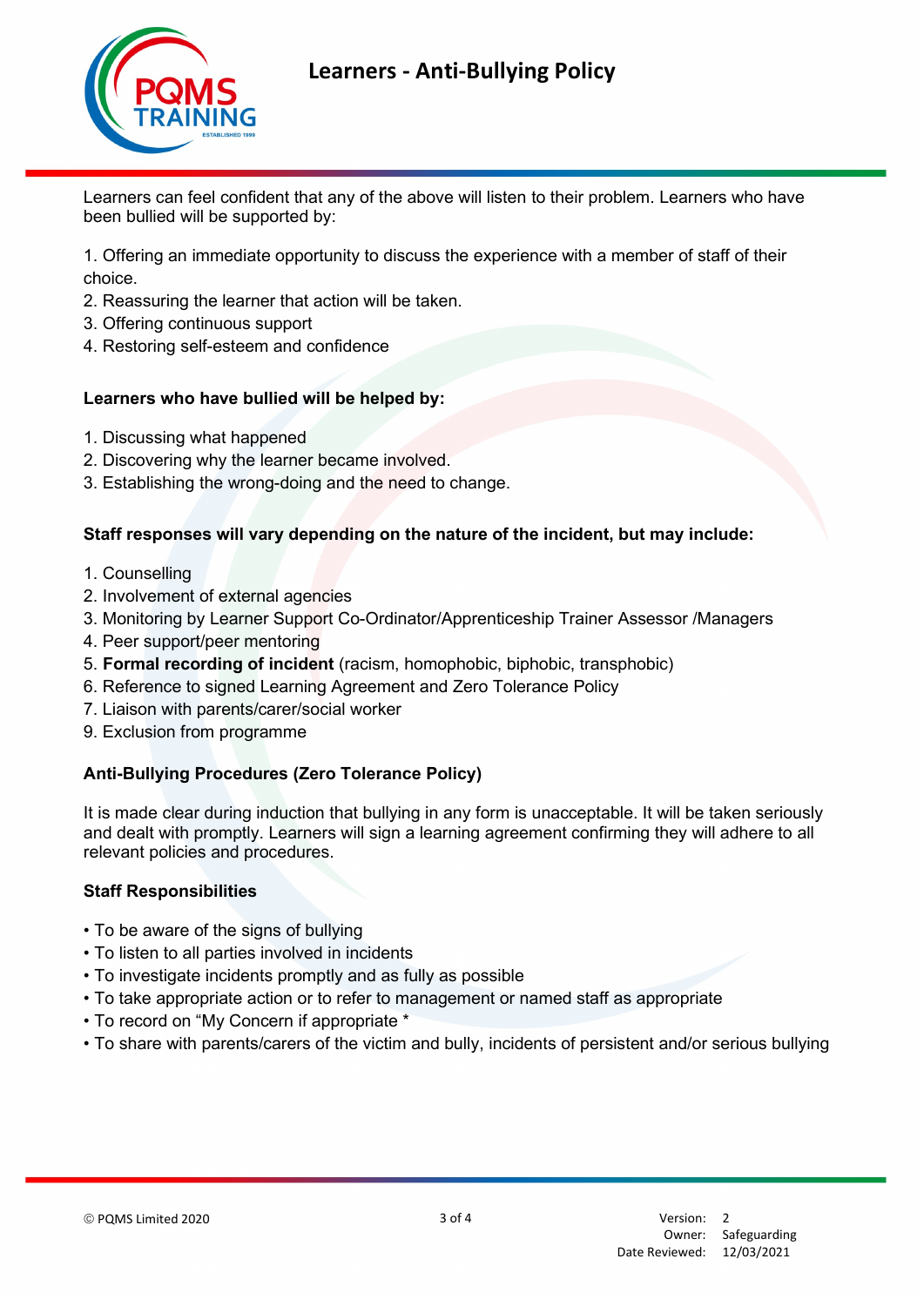Learners can feel confident that any of the above will listen to their problem. Learners who have been bullied will be supported by:

1. Offering an immediate opportunity to discuss the experience with a member of staff of their choice.
2. Reassuring the learner that action will be taken.
3. Offering continuous support
4. Restoring self-esteem and confidence

**Learners who have bullied will be helped by:**

1. Discussing what happened
2. Discovering why the learner became involved.
3. Establishing the wrong-doing and the need to change.

**Staff responses will vary depending on the nature of the incident, but may include:**

1. Counselling
2. Involvement of external agencies
3. Monitoring by Learner Support Co-Ordinator/Apprenticeship Trainer Assessor /Managers
4. Peer support/peer mentoring
5. **Formal recording of incident** (racism, homophobic, biphobic, transphobic)
6. Reference to signed Learning Agreement and Zero Tolerance Policy
7. Liaison with parents/carer/social worker
9. Exclusion from programme

**Anti-Bullying Procedures (Zero Tolerance Policy)**

It is made clear during induction that bullying in any form is unacceptable. It will be taken seriously and dealt with promptly. Learners will sign a learning agreement confirming they will adhere to all relevant policies and procedures.

**Staff Responsibilities**

- To be aware of the signs of bullying
- To listen to all parties involved in incidents
- To investigate incidents promptly and as fully as possible
- To take appropriate action or to refer to management or named staff as appropriate
- To record on "My Concern if appropriate *
- To share with parents/carers of the victim and bully, incidents of persistent and/or serious bullying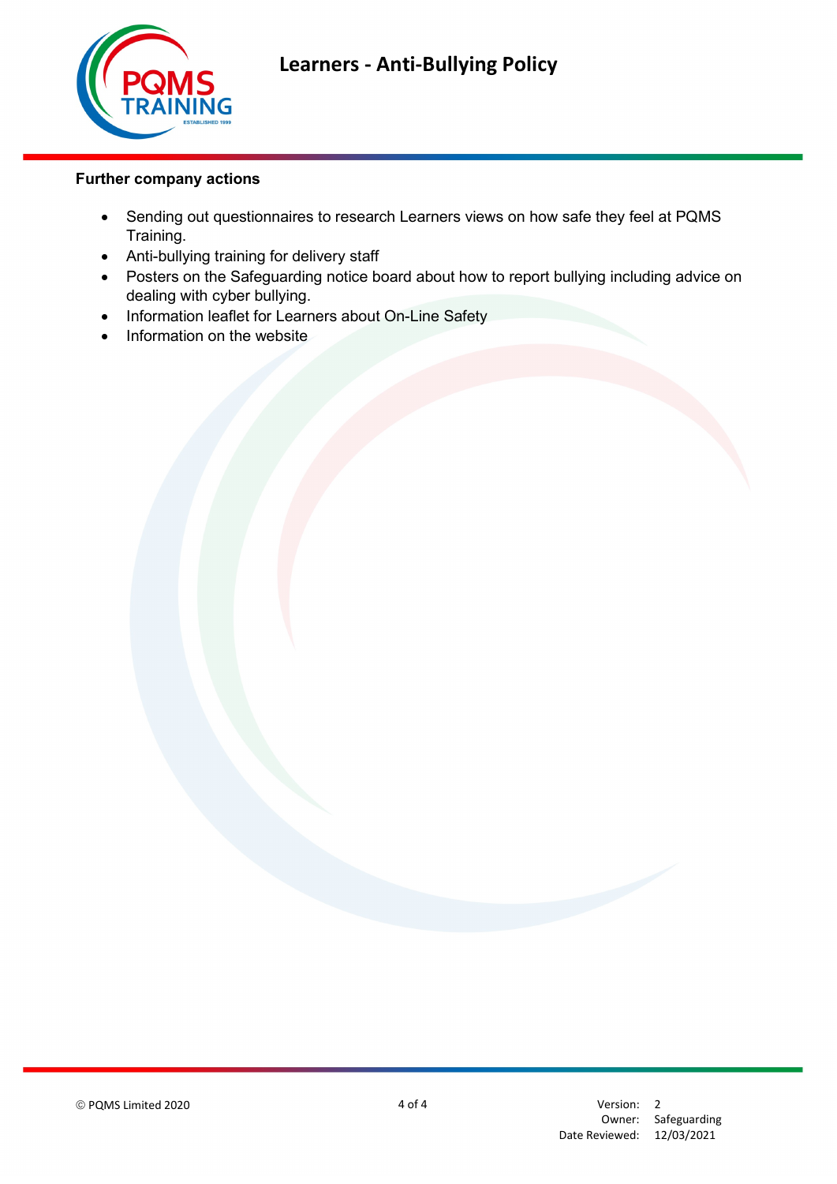**Further company actions**

- Sending out questionnaires to research Learners views on how safe they feel at PQMS Training.
- Anti-bullying training for delivery staff
- Posters on the Safeguarding notice board about how to report bullying including advice on dealing with cyber bullying.
- Information leaflet for Learners about On-Line Safety
- Information on the website